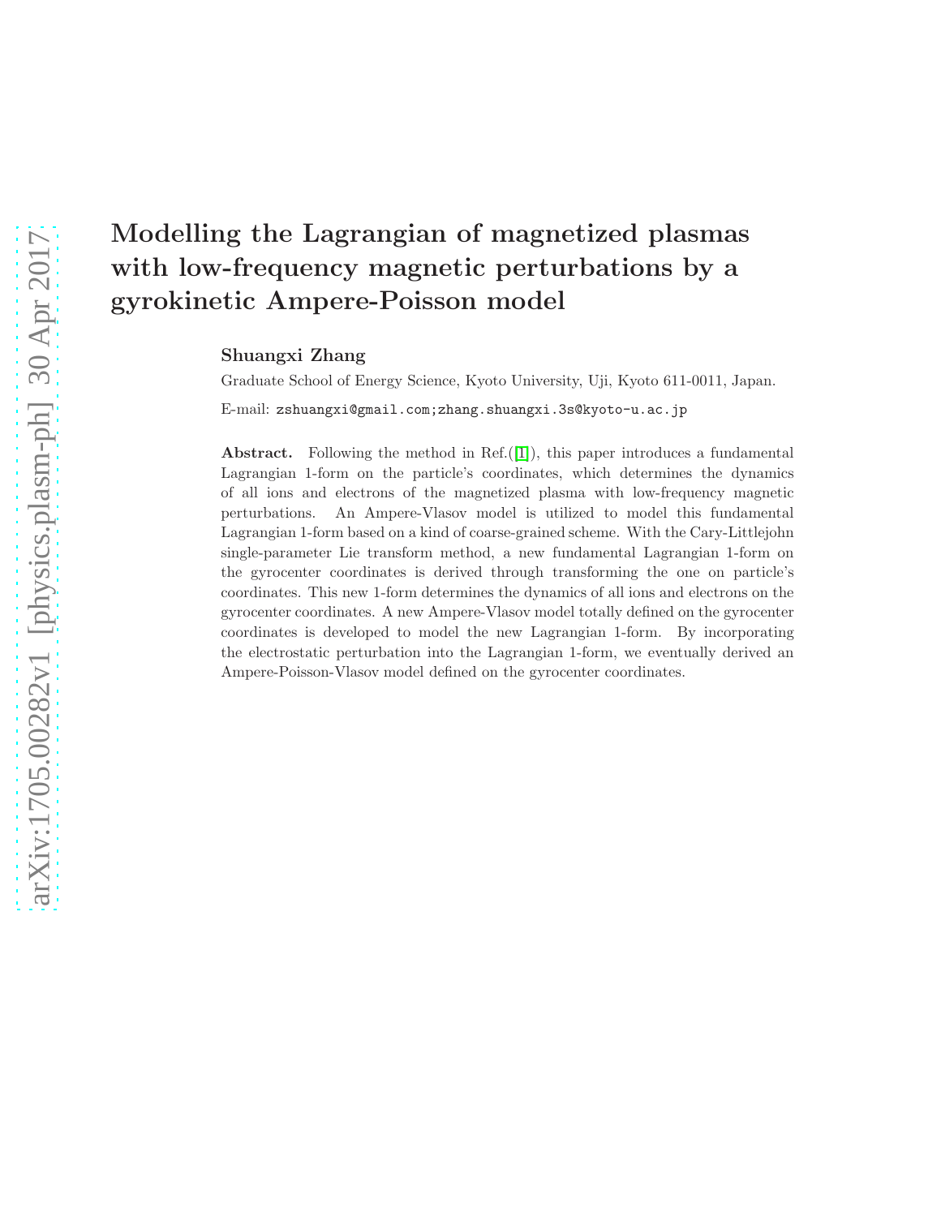# Modelling the Lagrangian of magnetized plasmas with low-frequency magnetic perturbations by a gyrokinetic Ampere-Poisson model

**Shuangxi Zhang**

Graduate School of Energy Science, Kyoto University, Uji, Kyoto 611-0011, Japan.

E-mail: zshuangxi@gmail.com;zhang.shuangxi.3s@kyoto-u.ac.jp

**Abstract.** Following the method in Ref.([1]), this paper introduces a fundamental Lagrangian 1-form on the particle's coordinates, which determines the dynamics of all ions and electrons of the magnetized plasma with low-frequency magnetic perturbations. An Ampere-Vlasov model is utilized to model this fundamental Lagrangian 1-form based on a kind of coarse-grained scheme. With the Cary-Littlejohn single-parameter Lie transform method, a new fundamental Lagrangian 1-form on the gyrocenter coordinates is derived through transforming the one on particle's coordinates. This new 1-form determines the dynamics of all ions and electrons on the gyrocenter coordinates. A new Ampere-Vlasov model totally defined on the gyrocenter coordinates is developed to model the new Lagrangian 1-form. By incorporating the electrostatic perturbation into the Lagrangian 1-form, we eventually derived an Ampere-Poisson-Vlasov model defined on the gyrocenter coordinates.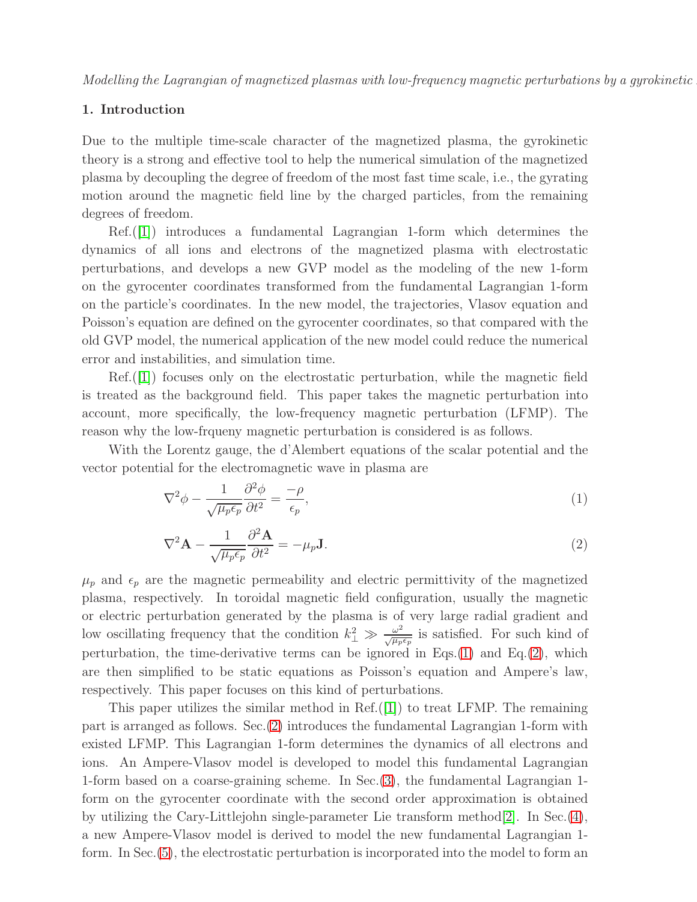## 1. Introduction

Due to the multiple time-scale character of the magnetized plasma, the gyrokinetic theory is a strong and effective tool to help the numerical simulation of the magnetized plasma by decoupling the degree of freedom of the most fast time scale, i.e., the gyrating motion around the magnetic field line by the charged particles, from the remaining degrees of freedom.

Ref.([1]) introduces a fundamental Lagrangian 1-form which determines the dynamics of all ions and electrons of the magnetized plasma with electrostatic perturbations, and develops a new GVP model as the modeling of the new 1-form on the gyrocenter coordinates transformed from the fundamental Lagrangian 1-form on the particle's coordinates. In the new model, the trajectories, Vlasov equation and Poisson's equation are defined on the gyrocenter coordinates, so that compared with the old GVP model, the numerical application of the new model could reduce the numerical error and instabilities, and simulation time.

Ref.([1]) focuses only on the electrostatic perturbation, while the magnetic field is treated as the background field. This paper takes the magnetic perturbation into account, more specifically, the low-frequency magnetic perturbation (LFMP). The reason why the low-frqueny magnetic perturbation is considered is as follows.

With the Lorentz gauge, the d'Alembert equations of the scalar potential and the vector potential for the electromagnetic wave in plasma are

$$\nabla^2\phi - \frac{1}{\sqrt{\mu_p\epsilon_p}}\frac{\partial^2\phi}{\partial t^2} = \frac{-\rho}{\epsilon_p}, \tag{1}$$

$$\nabla^2\mathbf{A} - \frac{1}{\sqrt{\mu_p\epsilon_p}}\frac{\partial^2\mathbf{A}}{\partial t^2} = -\mu_p\mathbf{J}. \tag{2}$$

$\mu_p$ and $\epsilon_p$ are the magnetic permeability and electric permittivity of the magnetized plasma, respectively. In toroidal magnetic field configuration, usually the magnetic or electric perturbation generated by the plasma is of very large radial gradient and low oscillating frequency that the condition $k_\perp^2 \gg \frac{\omega^2}{\sqrt{\mu_p\epsilon_p}}$ is satisfied. For such kind of perturbation, the time-derivative terms can be ignored in Eqs.(1) and Eq.(2), which are then simplified to be static equations as Poisson's equation and Ampere's law, respectively. This paper focuses on this kind of perturbations.

This paper utilizes the similar method in Ref.([1]) to treat LFMP. The remaining part is arranged as follows. Sec.(2) introduces the fundamental Lagrangian 1-form with existed LFMP. This Lagrangian 1-form determines the dynamics of all electrons and ions. An Ampere-Vlasov model is developed to model this fundamental Lagrangian 1-form based on a coarse-graining scheme. In Sec.(3), the fundamental Lagrangian 1-form on the gyrocenter coordinate with the second order approximation is obtained by utilizing the Cary-Littlejohn single-parameter Lie transform method[2]. In Sec.(4), a new Ampere-Vlasov model is derived to model the new fundamental Lagrangian 1-form. In Sec.(5), the electrostatic perturbation is incorporated into the model to form an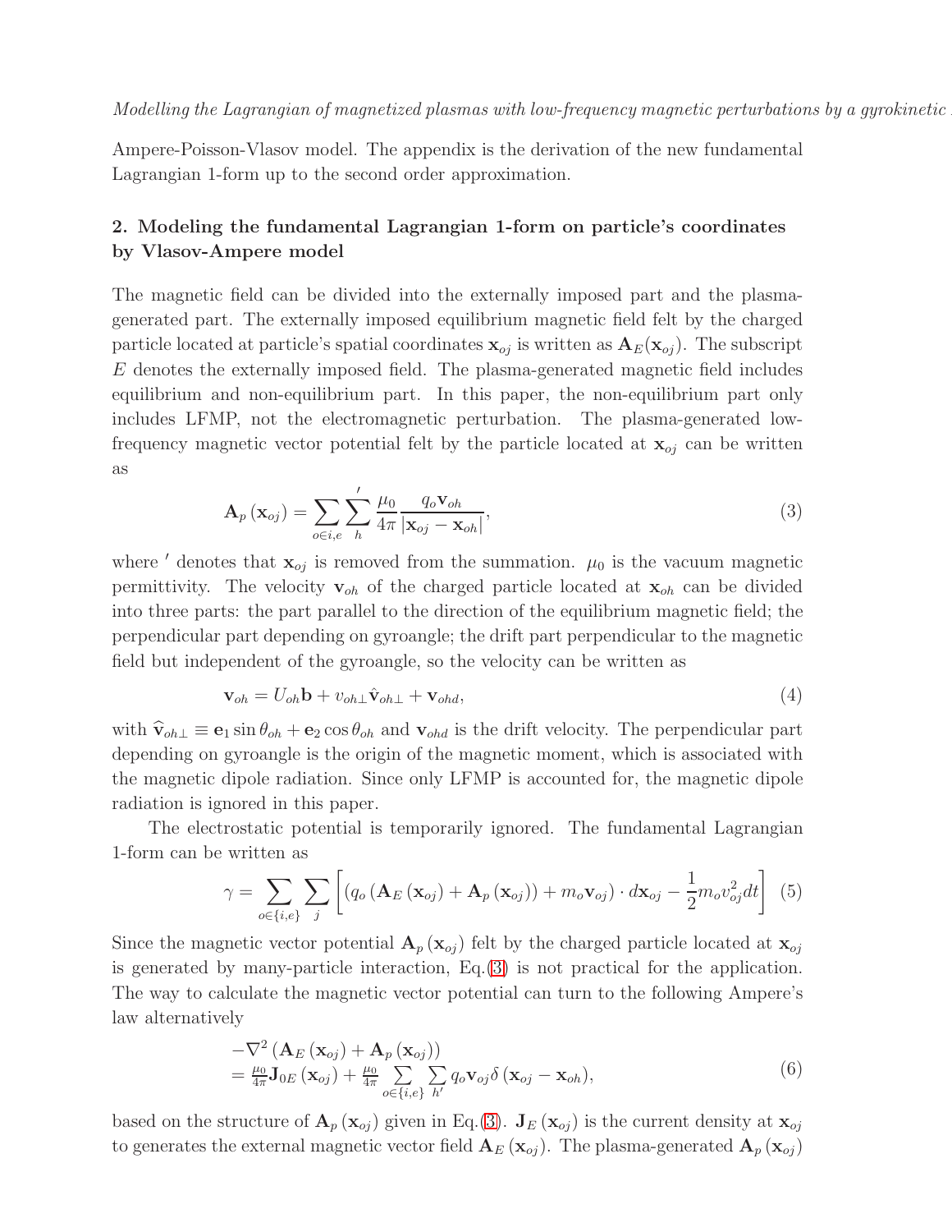Ampere-Poisson-Vlasov model. The appendix is the derivation of the new fundamental Lagrangian 1-form up to the second order approximation.

## 2. Modeling the fundamental Lagrangian 1-form on particle's coordinates by Vlasov-Ampere model

The magnetic field can be divided into the externally imposed part and the plasma-generated part. The externally imposed equilibrium magnetic field felt by the charged particle located at particle's spatial coordinates $\mathbf{x}_{oj}$ is written as $\mathbf{A}_E(\mathbf{x}_{oj})$. The subscript $E$ denotes the externally imposed field. The plasma-generated magnetic field includes equilibrium and non-equilibrium part. In this paper, the non-equilibrium part only includes LFMP, not the electromagnetic perturbation. The plasma-generated low-frequency magnetic vector potential felt by the particle located at $\mathbf{x}_{oj}$ can be written as

$$\mathbf{A}_p\left(\mathbf{x}_{oj}\right) = \sum_{o\in i,e} \sum_{h}{}' \frac{\mu_0}{4\pi} \frac{q_o \mathbf{v}_{oh}}{\left|\mathbf{x}_{oj} - \mathbf{x}_{oh}\right|}, \tag{3}$$

where $'$ denotes that $\mathbf{x}_{oj}$ is removed from the summation. $\mu_0$ is the vacuum magnetic permittivity. The velocity $\mathbf{v}_{oh}$ of the charged particle located at $\mathbf{x}_{oh}$ can be divided into three parts: the part parallel to the direction of the equilibrium magnetic field; the perpendicular part depending on gyroangle; the drift part perpendicular to the magnetic field but independent of the gyroangle, so the velocity can be written as

$$\mathbf{v}_{oh} = U_{oh}\mathbf{b} + v_{oh\perp}\hat{\mathbf{v}}_{oh\perp} + \mathbf{v}_{ohd}, \tag{4}$$

with $\widehat{\mathbf{v}}_{oh\perp} \equiv \mathbf{e}_1 \sin\theta_{oh} + \mathbf{e}_2 \cos\theta_{oh}$ and $\mathbf{v}_{ohd}$ is the drift velocity. The perpendicular part depending on gyroangle is the origin of the magnetic moment, which is associated with the magnetic dipole radiation. Since only LFMP is accounted for, the magnetic dipole radiation is ignored in this paper.

The electrostatic potential is temporarily ignored. The fundamental Lagrangian 1-form can be written as

$$\gamma = \sum_{o\in\{i,e\}} \sum_{j} \left[ \left(q_o\left(\mathbf{A}_E\left(\mathbf{x}_{oj}\right) + \mathbf{A}_p\left(\mathbf{x}_{oj}\right)\right) + m_o \mathbf{v}_{oj}\right)\cdot d\mathbf{x}_{oj} - \frac{1}{2} m_o v_{oj}^2 dt \right] \tag{5}$$

Since the magnetic vector potential $\mathbf{A}_p\left(\mathbf{x}_{oj}\right)$ felt by the charged particle located at $\mathbf{x}_{oj}$ is generated by many-particle interaction, Eq.(3) is not practical for the application. The way to calculate the magnetic vector potential can turn to the following Ampere's law alternatively

$$\begin{aligned} &-\nabla^2\left(\mathbf{A}_E\left(\mathbf{x}_{oj}\right) + \mathbf{A}_p\left(\mathbf{x}_{oj}\right)\right) \\ &= \tfrac{\mu_0}{4\pi}\mathbf{J}_{0E}\left(\mathbf{x}_{oj}\right) + \tfrac{\mu_0}{4\pi} \sum_{o\in\{i,e\}} \sum_{h'} q_o \mathbf{v}_{oj}\delta\left(\mathbf{x}_{oj} - \mathbf{x}_{oh}\right), \end{aligned} \tag{6}$$

based on the structure of $\mathbf{A}_p\left(\mathbf{x}_{oj}\right)$ given in Eq.(3). $\mathbf{J}_E\left(\mathbf{x}_{oj}\right)$ is the current density at $\mathbf{x}_{oj}$ to generates the external magnetic vector field $\mathbf{A}_E\left(\mathbf{x}_{oj}\right)$. The plasma-generated $\mathbf{A}_p\left(\mathbf{x}_{oj}\right)$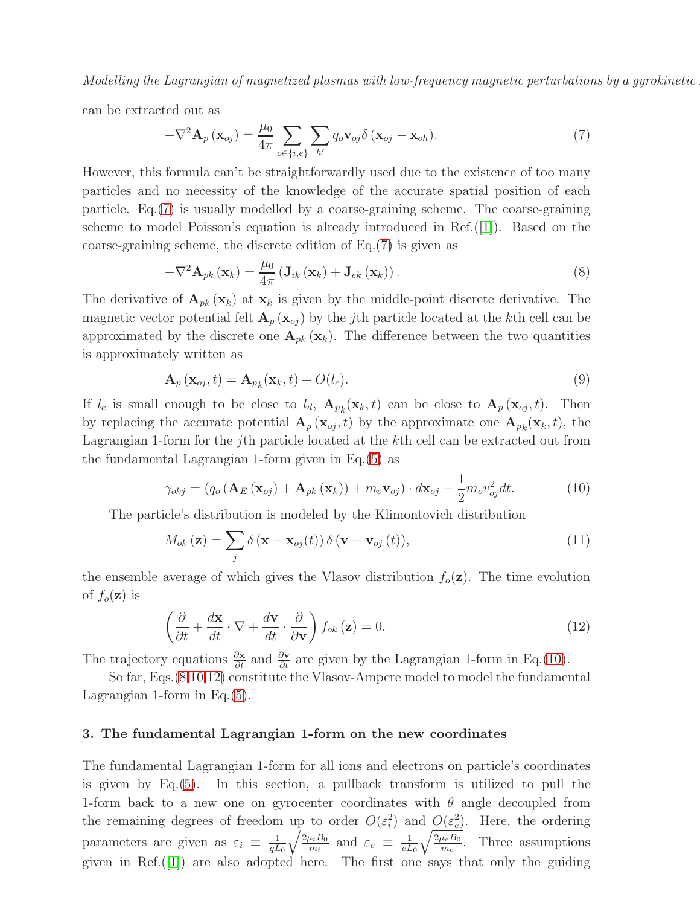can be extracted out as

$$-\nabla^2 \mathbf{A}_p(\mathbf{x}_{oj}) = \frac{\mu_0}{4\pi} \sum_{o\in\{i,e\}} \sum_{h'} q_o \mathbf{v}_{oj} \delta(\mathbf{x}_{oj} - \mathbf{x}_{oh}). \tag{7}$$

However, this formula can't be straightforwardly used due to the existence of too many particles and no necessity of the knowledge of the accurate spatial position of each particle. Eq.(7) is usually modelled by a coarse-graining scheme. The coarse-graining scheme to model Poisson's equation is already introduced in Ref.([1]). Based on the coarse-graining scheme, the discrete edition of Eq.(7) is given as

$$-\nabla^2 \mathbf{A}_{pk}(\mathbf{x}_k) = \frac{\mu_0}{4\pi} \left( \mathbf{J}_{ik}(\mathbf{x}_k) + \mathbf{J}_{ek}(\mathbf{x}_k) \right). \tag{8}$$

The derivative of $\mathbf{A}_{pk}(\mathbf{x}_k)$ at $\mathbf{x}_k$ is given by the middle-point discrete derivative. The magnetic vector potential felt $\mathbf{A}_p(\mathbf{x}_{oj})$ by the $j$th particle located at the $k$th cell can be approximated by the discrete one $\mathbf{A}_{pk}(\mathbf{x}_k)$. The difference between the two quantities is approximately written as

$$\mathbf{A}_p(\mathbf{x}_{oj}, t) = \mathbf{A}_{p_k}(\mathbf{x}_k, t) + O(l_c). \tag{9}$$

If $l_c$ is small enough to be close to $l_d$, $\mathbf{A}_{p_k}(\mathbf{x}_k, t)$ can be close to $\mathbf{A}_p(\mathbf{x}_{oj}, t)$. Then by replacing the accurate potential $\mathbf{A}_p(\mathbf{x}_{oj}, t)$ by the approximate one $\mathbf{A}_{p_k}(\mathbf{x}_k, t)$, the Lagrangian 1-form for the $j$th particle located at the $k$th cell can be extracted out from the fundamental Lagrangian 1-form given in Eq.(5) as

$$\gamma_{okj} = \left(q_o \left(\mathbf{A}_E(\mathbf{x}_{oj}) + \mathbf{A}_{pk}(\mathbf{x}_k)\right) + m_o \mathbf{v}_{oj}\right) \cdot d\mathbf{x}_{oj} - \frac{1}{2} m_o v_{oj}^2 dt. \tag{10}$$

The particle's distribution is modeled by the Klimontovich distribution

$$M_{ok}(\mathbf{z}) = \sum_j \delta(\mathbf{x} - \mathbf{x}_{oj}(t))\, \delta(\mathbf{v} - \mathbf{v}_{oj}(t)), \tag{11}$$

the ensemble average of which gives the Vlasov distribution $f_o(\mathbf{z})$. The time evolution of $f_o(\mathbf{z})$ is

$$\left( \frac{\partial}{\partial t} + \frac{d\mathbf{x}}{dt} \cdot \nabla + \frac{d\mathbf{v}}{dt} \cdot \frac{\partial}{\partial \mathbf{v}} \right) f_{ok}(\mathbf{z}) = 0. \tag{12}$$

The trajectory equations $\frac{\partial \mathbf{x}}{\partial t}$ and $\frac{\partial \mathbf{v}}{\partial t}$ are given by the Lagrangian 1-form in Eq.(10).

So far, Eqs.(8,10,12) constitute the Vlasov-Ampere model to model the fundamental Lagrangian 1-form in Eq.(5).

### 3. The fundamental Lagrangian 1-form on the new coordinates

The fundamental Lagrangian 1-form for all ions and electrons on particle's coordinates is given by Eq.(5). In this section, a pullback transform is utilized to pull the 1-form back to a new one on gyrocenter coordinates with $\theta$ angle decoupled from the remaining degrees of freedom up to order $O(\varepsilon_i^2)$ and $O(\varepsilon_e^2)$. Here, the ordering parameters are given as $\varepsilon_i \equiv \frac{1}{qL_0}\sqrt{\frac{2\mu_i B_0}{m_i}}$ and $\varepsilon_e \equiv \frac{1}{eL_0}\sqrt{\frac{2\mu_e B_0}{m_e}}$. Three assumptions given in Ref.([1]) are also adopted here. The first one says that only the guiding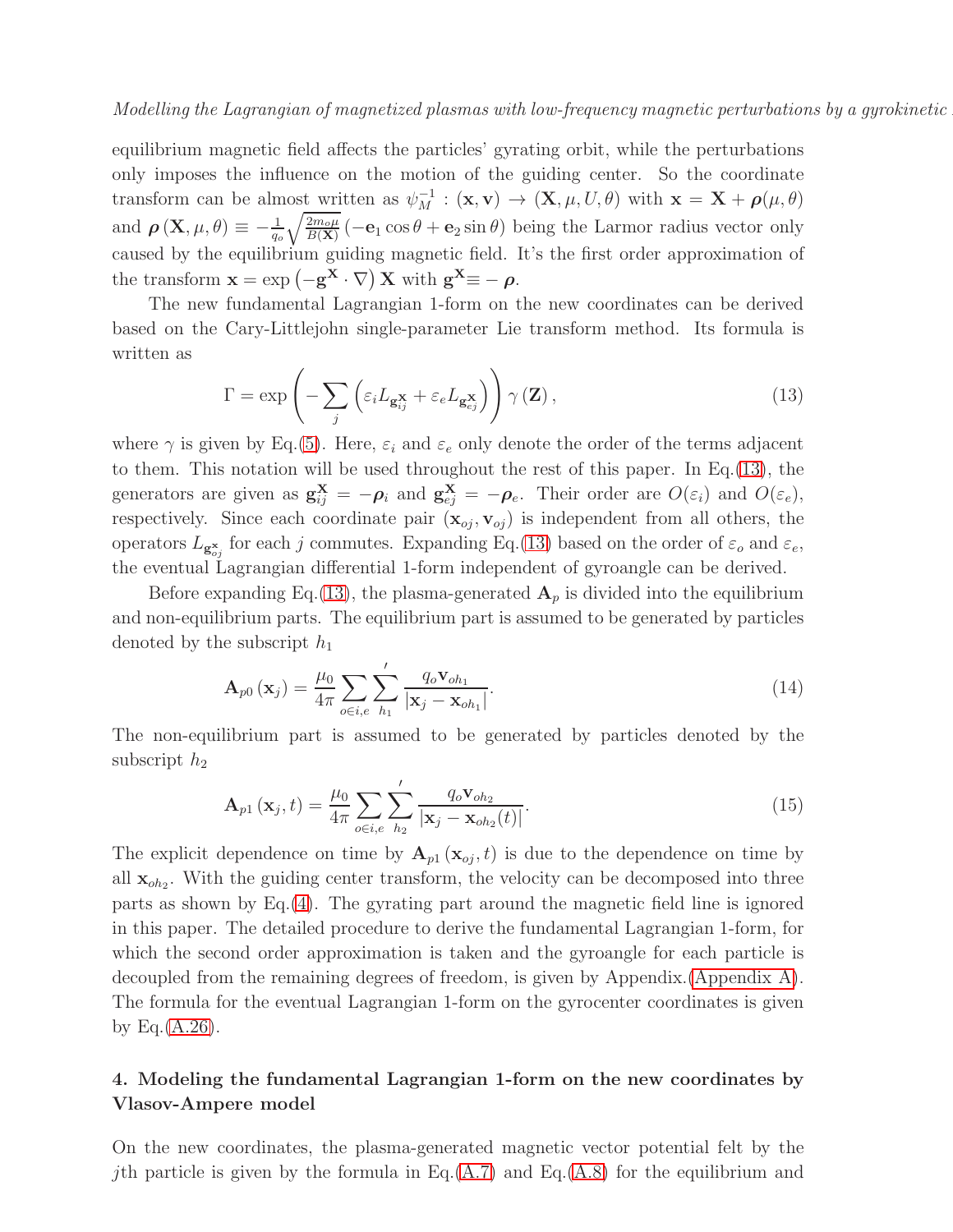equilibrium magnetic field affects the particles' gyrating orbit, while the perturbations only imposes the influence on the motion of the guiding center. So the coordinate transform can be almost written as $\psi_M^{-1} : (\mathbf{x}, \mathbf{v}) \to (\mathbf{X}, \mu, U, \theta)$ with $\mathbf{x} = \mathbf{X} + \boldsymbol{\rho}(\mu, \theta)$ and $\boldsymbol{\rho}(\mathbf{X}, \mu, \theta) \equiv -\frac{1}{q_o}\sqrt{\frac{2m_o\mu}{B(\mathbf{X})}}\left(-\mathbf{e}_1\cos\theta + \mathbf{e}_2\sin\theta\right)$ being the Larmor radius vector only caused by the equilibrium guiding magnetic field. It's the first order approximation of the transform $\mathbf{x} = \exp\left(-\mathbf{g}^{\mathbf{X}} \cdot \nabla\right)\mathbf{X}$ with $\mathbf{g}^{\mathbf{X}} \equiv -\boldsymbol{\rho}$.

The new fundamental Lagrangian 1-form on the new coordinates can be derived based on the Cary-Littlejohn single-parameter Lie transform method. Its formula is written as

$$\Gamma = \exp\left(-\sum_j \left(\varepsilon_i L_{\mathbf{g}_{ij}^{\mathbf{X}}} + \varepsilon_e L_{\mathbf{g}_{ej}^{\mathbf{X}}}\right)\right)\gamma\left(\mathbf{Z}\right), \tag{13}$$

where $\gamma$ is given by Eq.(5). Here, $\varepsilon_i$ and $\varepsilon_e$ only denote the order of the terms adjacent to them. This notation will be used throughout the rest of this paper. In Eq.(13), the generators are given as $\mathbf{g}_{ij}^{\mathbf{X}} = -\boldsymbol{\rho}_i$ and $\mathbf{g}_{ej}^{\mathbf{X}} = -\boldsymbol{\rho}_e$. Their order are $O(\varepsilon_i)$ and $O(\varepsilon_e)$, respectively. Since each coordinate pair $(\mathbf{x}_{oj}, \mathbf{v}_{oj})$ is independent from all others, the operators $L_{\mathbf{g}_{oj}^{\mathbf{x}}}$ for each $j$ commutes. Expanding Eq.(13) based on the order of $\varepsilon_o$ and $\varepsilon_e$, the eventual Lagrangian differential 1-form independent of gyroangle can be derived.

Before expanding Eq.(13), the plasma-generated $\mathbf{A}_p$ is divided into the equilibrium and non-equilibrium parts. The equilibrium part is assumed to be generated by particles denoted by the subscript $h_1$

$$\mathbf{A}_{p0}\left(\mathbf{x}_j\right) = \frac{\mu_0}{4\pi}\sum_{o\in i,e}\sum_{h_1}{}^{'}\frac{q_o\mathbf{v}_{oh_1}}{\left|\mathbf{x}_j - \mathbf{x}_{oh_1}\right|}. \tag{14}$$

The non-equilibrium part is assumed to be generated by particles denoted by the subscript $h_2$

$$\mathbf{A}_{p1}\left(\mathbf{x}_j, t\right) = \frac{\mu_0}{4\pi}\sum_{o\in i,e}\sum_{h_2}{}^{'}\frac{q_o\mathbf{v}_{oh_2}}{\left|\mathbf{x}_j - \mathbf{x}_{oh_2}(t)\right|}. \tag{15}$$

The explicit dependence on time by $\mathbf{A}_{p1}\left(\mathbf{x}_{oj}, t\right)$ is due to the dependence on time by all $\mathbf{x}_{oh_2}$. With the guiding center transform, the velocity can be decomposed into three parts as shown by Eq.(4). The gyrating part around the magnetic field line is ignored in this paper. The detailed procedure to derive the fundamental Lagrangian 1-form, for which the second order approximation is taken and the gyroangle for each particle is decoupled from the remaining degrees of freedom, is given by Appendix.(Appendix A). The formula for the eventual Lagrangian 1-form on the gyrocenter coordinates is given by Eq.(A.26).

## 4. Modeling the fundamental Lagrangian 1-form on the new coordinates by Vlasov-Ampere model

On the new coordinates, the plasma-generated magnetic vector potential felt by the $j$th particle is given by the formula in Eq.(A.7) and Eq.(A.8) for the equilibrium and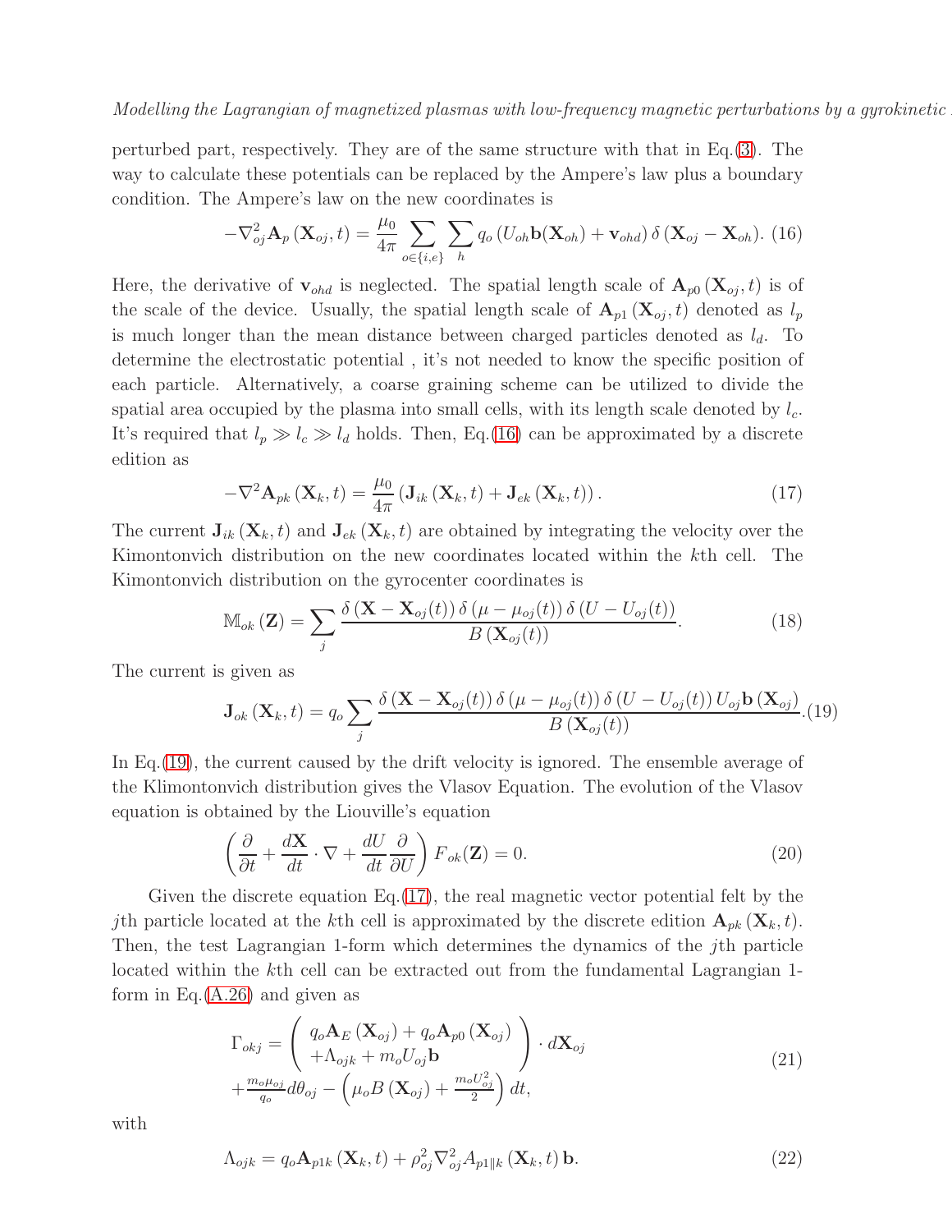perturbed part, respectively. They are of the same structure with that in Eq.(3). The way to calculate these potentials can be replaced by the Ampere's law plus a boundary condition. The Ampere's law on the new coordinates is

$$-\nabla_{oj}^2 \mathbf{A}_p(\mathbf{X}_{oj}, t) = \frac{\mu_0}{4\pi} \sum_{o\in\{i,e\}} \sum_h q_o \left(U_{oh}\mathbf{b}(\mathbf{X}_{oh}) + \mathbf{v}_{ohd}\right) \delta(\mathbf{X}_{oj} - \mathbf{X}_{oh}). \quad (16)$$

Here, the derivative of $\mathbf{v}_{ohd}$ is neglected. The spatial length scale of $\mathbf{A}_{p0}(\mathbf{X}_{oj}, t)$ is of the scale of the device. Usually, the spatial length scale of $\mathbf{A}_{p1}(\mathbf{X}_{oj}, t)$ denoted as $l_p$ is much longer than the mean distance between charged particles denoted as $l_d$. To determine the electrostatic potential , it's not needed to know the specific position of each particle. Alternatively, a coarse graining scheme can be utilized to divide the spatial area occupied by the plasma into small cells, with its length scale denoted by $l_c$. It's required that $l_p \gg l_c \gg l_d$ holds. Then, Eq.(16) can be approximated by a discrete edition as

$$-\nabla^2 \mathbf{A}_{pk}(\mathbf{X}_k, t) = \frac{\mu_0}{4\pi} \left(\mathbf{J}_{ik}(\mathbf{X}_k, t) + \mathbf{J}_{ek}(\mathbf{X}_k, t)\right). \quad (17)$$

The current $\mathbf{J}_{ik}(\mathbf{X}_k, t)$ and $\mathbf{J}_{ek}(\mathbf{X}_k, t)$ are obtained by integrating the velocity over the Kimontonvich distribution on the new coordinates located within the $k$th cell. The Kimontonvich distribution on the gyrocenter coordinates is

$$\mathbb{M}_{ok}(\mathbf{Z}) = \sum_j \frac{\delta(\mathbf{X} - \mathbf{X}_{oj}(t))\, \delta(\mu - \mu_{oj}(t))\, \delta(U - U_{oj}(t))}{B(\mathbf{X}_{oj}(t))}. \quad (18)$$

The current is given as

$$\mathbf{J}_{ok}(\mathbf{X}_k, t) = q_o \sum_j \frac{\delta(\mathbf{X} - \mathbf{X}_{oj}(t))\, \delta(\mu - \mu_{oj}(t))\, \delta(U - U_{oj}(t))\, U_{oj}\mathbf{b}(\mathbf{X}_{oj})}{B(\mathbf{X}_{oj}(t))}. \quad (19)$$

In Eq.(19), the current caused by the drift velocity is ignored. The ensemble average of the Klimontonvich distribution gives the Vlasov Equation. The evolution of the Vlasov equation is obtained by the Liouville's equation

$$\left(\frac{\partial}{\partial t} + \frac{d\mathbf{X}}{dt} \cdot \nabla + \frac{dU}{dt}\frac{\partial}{\partial U}\right) F_{ok}(\mathbf{Z}) = 0. \quad (20)$$

Given the discrete equation Eq.(17), the real magnetic vector potential felt by the $j$th particle located at the $k$th cell is approximated by the discrete edition $\mathbf{A}_{pk}(\mathbf{X}_k, t)$. Then, the test Lagrangian 1-form which determines the dynamics of the $j$th particle located within the $k$th cell can be extracted out from the fundamental Lagrangian 1-form in Eq.(A.26) and given as

$$\begin{aligned}
\Gamma_{okj} = & \begin{pmatrix} q_o\mathbf{A}_E(\mathbf{X}_{oj}) + q_o\mathbf{A}_{p0}(\mathbf{X}_{oj}) \\ +\Lambda_{ojk} + m_o U_{oj}\mathbf{b} \end{pmatrix} \cdot d\mathbf{X}_{oj} \\
& + \frac{m_o\mu_{oj}}{q_o} d\theta_{oj} - \left(\mu_o B(\mathbf{X}_{oj}) + \frac{m_o U_{oj}^2}{2}\right) dt,
\end{aligned} \quad (21)$$

with

$$\Lambda_{ojk} = q_o \mathbf{A}_{p1k}(\mathbf{X}_k, t) + \rho_{oj}^2 \nabla_{oj}^2 A_{p1\parallel k}(\mathbf{X}_k, t)\, \mathbf{b}. \quad (22)$$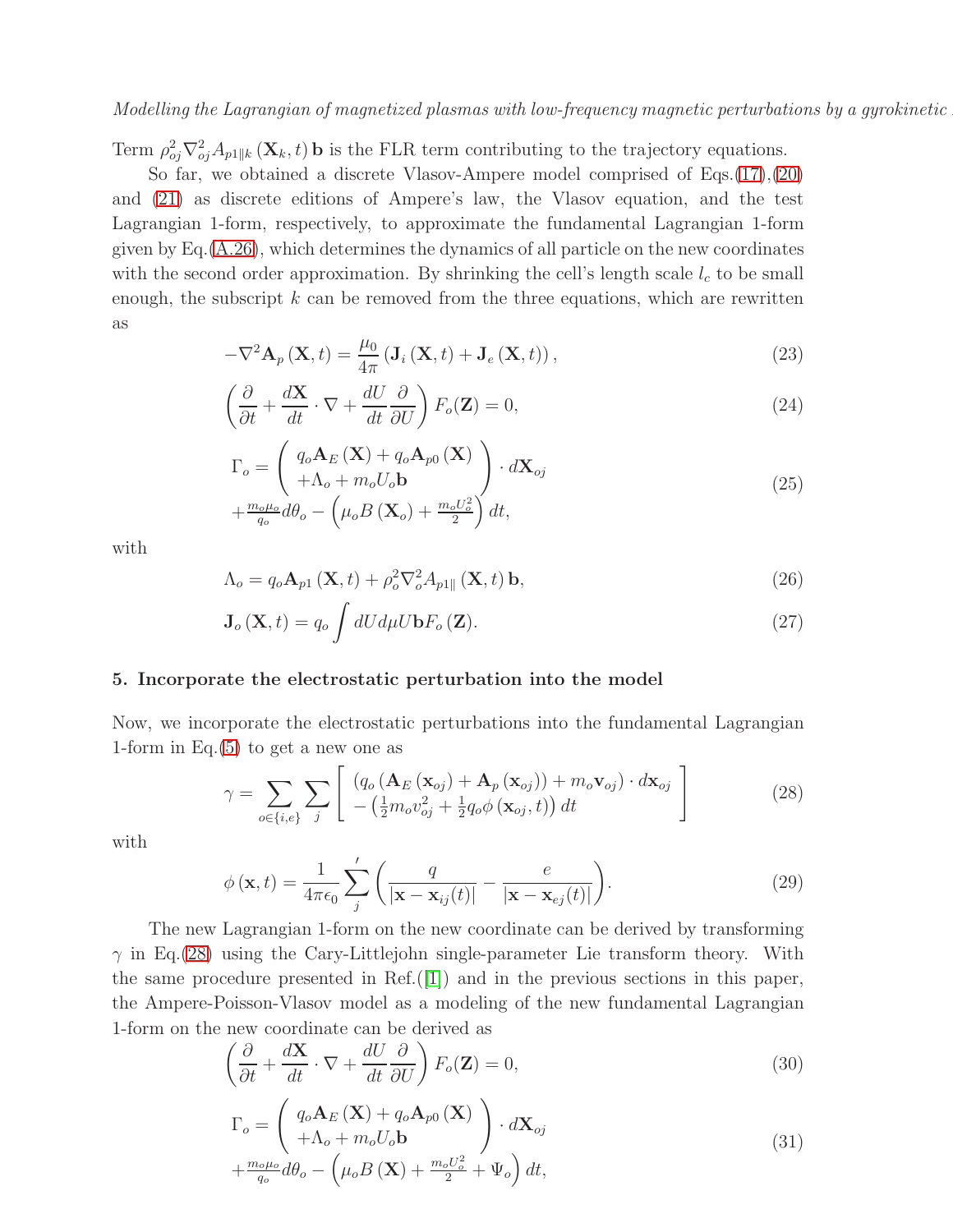Term $\rho_{oj}^2 \nabla_{oj}^2 A_{p1\|k}(\mathbf{X}_k, t)\,\mathbf{b}$ is the FLR term contributing to the trajectory equations.

So far, we obtained a discrete Vlasov-Ampere model comprised of Eqs.(17),(20) and (21) as discrete editions of Ampere's law, the Vlasov equation, and the test Lagrangian 1-form, respectively, to approximate the fundamental Lagrangian 1-form given by Eq.(A.26), which determines the dynamics of all particle on the new coordinates with the second order approximation. By shrinking the cell's length scale $l_c$ to be small enough, the subscript $k$ can be removed from the three equations, which are rewritten as

$$-\nabla^2 \mathbf{A}_p(\mathbf{X}, t) = \frac{\mu_0}{4\pi}\left(\mathbf{J}_i(\mathbf{X}, t) + \mathbf{J}_e(\mathbf{X}, t)\right), \tag{23}$$

$$\left(\frac{\partial}{\partial t} + \frac{d\mathbf{X}}{dt}\cdot\nabla + \frac{dU}{dt}\frac{\partial}{\partial U}\right)F_o(\mathbf{Z}) = 0, \tag{24}$$

$$\begin{aligned}\Gamma_o = &\left(\begin{array}{c} q_o\mathbf{A}_E(\mathbf{X}) + q_o\mathbf{A}_{p0}(\mathbf{X}) \\ +\Lambda_o + m_o U_o \mathbf{b}\end{array}\right)\cdot d\mathbf{X}_{oj} \\ &+\tfrac{m_o\mu_o}{q_o}d\theta_o - \left(\mu_o B(\mathbf{X}_o) + \tfrac{m_o U_o^2}{2}\right)dt,\end{aligned} \tag{25}$$

with

$$\Lambda_o = q_o\mathbf{A}_{p1}(\mathbf{X}, t) + \rho_o^2\nabla_o^2 A_{p1\|}(\mathbf{X}, t)\,\mathbf{b}, \tag{26}$$

$$\mathbf{J}_o(\mathbf{X}, t) = q_o\int dU d\mu U \mathbf{b} F_o(\mathbf{Z}). \tag{27}$$

## 5. Incorporate the electrostatic perturbation into the model

Now, we incorporate the electrostatic perturbations into the fundamental Lagrangian 1-form in Eq.(5) to get a new one as

$$\gamma = \sum_{o\in\{i,e\}}\sum_j\left[\begin{array}{l}\left(q_o\left(\mathbf{A}_E(\mathbf{x}_{oj}) + \mathbf{A}_p(\mathbf{x}_{oj})\right) + m_o\mathbf{v}_{oj}\right)\cdot d\mathbf{x}_{oj} \\ -\left(\frac{1}{2}m_o v_{oj}^2 + \frac{1}{2}q_o\phi(\mathbf{x}_{oj}, t)\right)dt\end{array}\right] \tag{28}$$

with

$$\phi(\mathbf{x}, t) = \frac{1}{4\pi\epsilon_0}\sum_j{}'\left(\frac{q}{|\mathbf{x}-\mathbf{x}_{ij}(t)|} - \frac{e}{|\mathbf{x}-\mathbf{x}_{ej}(t)|}\right). \tag{29}$$

The new Lagrangian 1-form on the new coordinate can be derived by transforming $\gamma$ in Eq.(28) using the Cary-Littlejohn single-parameter Lie transform theory. With the same procedure presented in Ref.([1]) and in the previous sections in this paper, the Ampere-Poisson-Vlasov model as a modeling of the new fundamental Lagrangian 1-form on the new coordinate can be derived as

$$\left(\frac{\partial}{\partial t} + \frac{d\mathbf{X}}{dt}\cdot\nabla + \frac{dU}{dt}\frac{\partial}{\partial U}\right)F_o(\mathbf{Z}) = 0, \tag{30}$$

$$\begin{aligned}\Gamma_o = &\left(\begin{array}{c} q_o\mathbf{A}_E(\mathbf{X}) + q_o\mathbf{A}_{p0}(\mathbf{X}) \\ +\Lambda_o + m_o U_o \mathbf{b}\end{array}\right)\cdot d\mathbf{X}_{oj} \\ &+\tfrac{m_o\mu_o}{q_o}d\theta_o - \left(\mu_o B(\mathbf{X}) + \tfrac{m_o U_o^2}{2} + \Psi_o\right)dt,\end{aligned} \tag{31}$$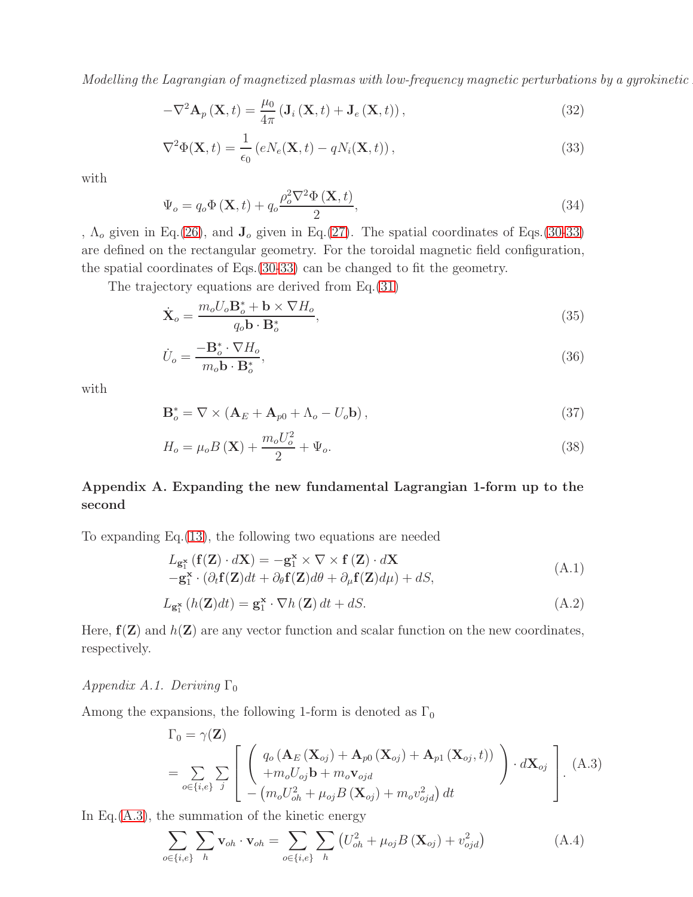$$-\nabla^2 \mathbf{A}_p(\mathbf{X},t) = \frac{\mu_0}{4\pi}\left(\mathbf{J}_i(\mathbf{X},t) + \mathbf{J}_e(\mathbf{X},t)\right), \tag{32}$$

$$\nabla^2 \Phi(\mathbf{X},t) = \frac{1}{\epsilon_0}\left(eN_e(\mathbf{X},t) - qN_i(\mathbf{X},t)\right), \tag{33}$$

with

$$\Psi_o = q_o \Phi(\mathbf{X},t) + q_o \frac{\rho_o^2 \nabla^2 \Phi(\mathbf{X},t)}{2}, \tag{34}$$

, $\Lambda_o$ given in Eq.(26), and $\mathbf{J}_o$ given in Eq.(27). The spatial coordinates of Eqs.(30-33) are defined on the rectangular geometry. For the toroidal magnetic field configuration, the spatial coordinates of Eqs.(30-33) can be changed to fit the geometry.

The trajectory equations are derived from Eq.(31)

$$\dot{\mathbf{X}}_o = \frac{m_o U_o \mathbf{B}_o^* + \mathbf{b}\times\nabla H_o}{q_o \mathbf{b}\cdot\mathbf{B}_o^*}, \tag{35}$$

$$\dot{U}_o = \frac{-\mathbf{B}_o^*\cdot\nabla H_o}{m_o \mathbf{b}\cdot\mathbf{B}_o^*}, \tag{36}$$

with

$$\mathbf{B}_o^* = \nabla\times\left(\mathbf{A}_E + \mathbf{A}_{p0} + \Lambda_o - U_o \mathbf{b}\right), \tag{37}$$

$$H_o = \mu_o B(\mathbf{X}) + \frac{m_o U_o^2}{2} + \Psi_o. \tag{38}$$

## Appendix A. Expanding the new fundamental Lagrangian 1-form up to the second

To expanding Eq.(13), the following two equations are needed

$$\begin{aligned} &L_{\mathbf{g}_1^{\mathbf{x}}}\left(\mathbf{f}(\mathbf{Z})\cdot d\mathbf{X}\right) = -\mathbf{g}_1^{\mathbf{x}}\times\nabla\times\mathbf{f}(\mathbf{Z})\cdot d\mathbf{X} \\ &-\mathbf{g}_1^{\mathbf{x}}\cdot\left(\partial_t \mathbf{f}(\mathbf{Z})dt + \partial_\theta \mathbf{f}(\mathbf{Z})d\theta + \partial_\mu \mathbf{f}(\mathbf{Z})d\mu\right) + dS, \end{aligned} \tag{A.1}$$

$$L_{\mathbf{g}_1^{\mathbf{x}}}\left(h(\mathbf{Z})dt\right) = \mathbf{g}_1^{\mathbf{x}}\cdot\nabla h(\mathbf{Z})\,dt + dS. \tag{A.2}$$

Here, $\mathbf{f}(\mathbf{Z})$ and $h(\mathbf{Z})$ are any vector function and scalar function on the new coordinates, respectively.

### Appendix A.1. Deriving $\Gamma_0$

Among the expansions, the following 1-form is denoted as $\Gamma_0$

$$\begin{aligned} &\Gamma_0 = \gamma(\mathbf{Z}) \\ &= \sum_{o\in\{i,e\}}\sum_j \left[\begin{array}{c} \left(\begin{array}{c} q_o\left(\mathbf{A}_E(\mathbf{X}_{oj}) + \mathbf{A}_{p0}(\mathbf{X}_{oj}) + \mathbf{A}_{p1}(\mathbf{X}_{oj},t)\right) \\ + m_o U_{oj}\mathbf{b} + m_o \mathbf{v}_{ojd} \end{array}\right)\cdot d\mathbf{X}_{oj} \\ -\left(m_o U_{oh}^2 + \mu_{oj} B(\mathbf{X}_{oj}) + m_o v_{ojd}^2\right)dt \end{array}\right]. \end{aligned} \tag{A.3}$$

In Eq.(A.3), the summation of the kinetic energy

$$\sum_{o\in\{i,e\}}\sum_h \mathbf{v}_{oh}\cdot\mathbf{v}_{oh} = \sum_{o\in\{i,e\}}\sum_h \left(U_{oh}^2 + \mu_{oj} B(\mathbf{X}_{oj}) + v_{ojd}^2\right) \tag{A.4}$$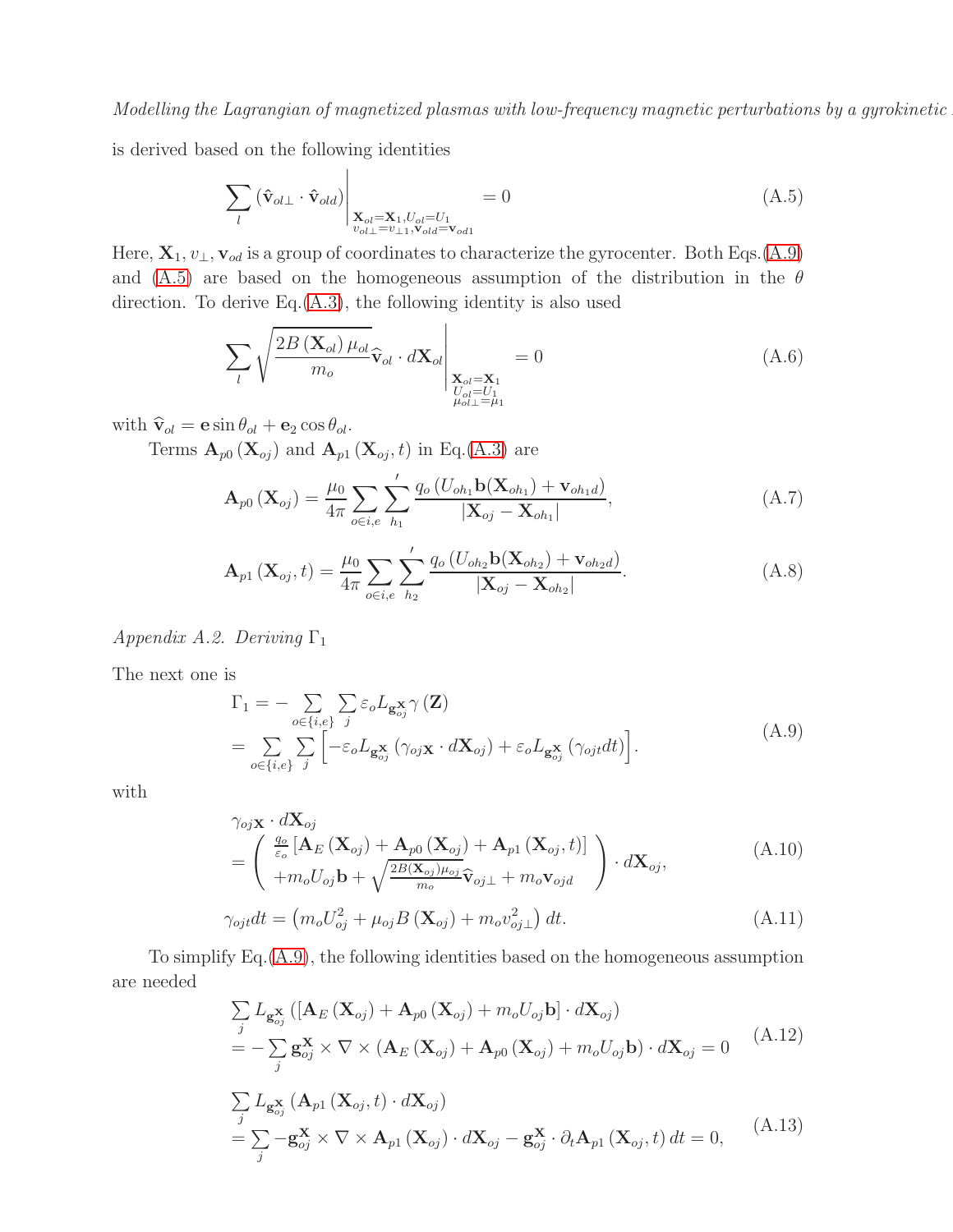is derived based on the following identities

$$\sum_l \left(\hat{\mathbf{v}}_{ol\perp} \cdot \hat{\mathbf{v}}_{old}\right)\Big|_{\substack{\mathbf{X}_{ol}=\mathbf{X}_1, U_{ol}=U_1 \\ v_{ol\perp}=v_{\perp 1}, \mathbf{v}_{old}=\mathbf{v}_{od1}}} = 0 \tag{A.5}$$

Here, $\mathbf{X}_1, v_\perp, \mathbf{v}_{od}$ is a group of coordinates to characterize the gyrocenter. Both Eqs.(A.9) and (A.5) are based on the homogeneous assumption of the distribution in the $\theta$ direction. To derive Eq.(A.3), the following identity is also used

$$\sum_l \sqrt{\frac{2B\left(\mathbf{X}_{ol}\right)\mu_{ol}}{m_o}} \widehat{\mathbf{v}}_{ol} \cdot d\mathbf{X}_{ol}\Bigg|_{\substack{\mathbf{X}_{ol}=\mathbf{X}_1 \\ U_{ol}=U_1 \\ \mu_{ol\perp}=\mu_1}} = 0 \tag{A.6}$$

with $\widehat{\mathbf{v}}_{ol} = \mathbf{e}\sin\theta_{ol} + \mathbf{e}_2\cos\theta_{ol}$.

Terms $\mathbf{A}_{p0}\left(\mathbf{X}_{oj}\right)$ and $\mathbf{A}_{p1}\left(\mathbf{X}_{oj}, t\right)$ in Eq.(A.3) are

$$\mathbf{A}_{p0}\left(\mathbf{X}_{oj}\right) = \frac{\mu_0}{4\pi}\sum_{o\in i,e}\sum_{h_1}{}^{'} \frac{q_o\left(U_{oh_1}\mathbf{b}(\mathbf{X}_{oh_1}) + \mathbf{v}_{oh_1 d}\right)}{\left|\mathbf{X}_{oj} - \mathbf{X}_{oh_1}\right|}, \tag{A.7}$$

$$\mathbf{A}_{p1}\left(\mathbf{X}_{oj}, t\right) = \frac{\mu_0}{4\pi}\sum_{o\in i,e}\sum_{h_2}{}^{'} \frac{q_o\left(U_{oh_2}\mathbf{b}(\mathbf{X}_{oh_2}) + \mathbf{v}_{oh_2 d}\right)}{\left|\mathbf{X}_{oj} - \mathbf{X}_{oh_2}\right|}. \tag{A.8}$$

*Appendix A.2. Deriving* $\Gamma_1$

The next one is

$$\begin{aligned}
\Gamma_1 &= -\sum_{o\in\{i,e\}}\sum_j \varepsilon_o L_{\mathbf{g}^{\mathbf{X}}_{oj}}\gamma\left(\mathbf{Z}\right) \\
&= \sum_{o\in\{i,e\}}\sum_j \left[-\varepsilon_o L_{\mathbf{g}^{\mathbf{X}}_{oj}}\left(\gamma_{oj\mathbf{X}}\cdot d\mathbf{X}_{oj}\right) + \varepsilon_o L_{\mathbf{g}^{\mathbf{X}}_{oj}}\left(\gamma_{ojt}dt\right)\right].
\end{aligned} \tag{A.9}$$

with

$$\begin{aligned}
&\gamma_{oj\mathbf{X}}\cdot d\mathbf{X}_{oj} \\
&= \left(\begin{array}{c} \frac{q_o}{\varepsilon_o}\left[\mathbf{A}_E\left(\mathbf{X}_{oj}\right) + \mathbf{A}_{p0}\left(\mathbf{X}_{oj}\right) + \mathbf{A}_{p1}\left(\mathbf{X}_{oj}, t\right)\right] \\ + m_o U_{oj}\mathbf{b} + \sqrt{\frac{2B(\mathbf{X}_{oj})\mu_{oj}}{m_o}}\widehat{\mathbf{v}}_{oj\perp} + m_o\mathbf{v}_{ojd} \end{array}\right)\cdot d\mathbf{X}_{oj},
\end{aligned} \tag{A.10}$$

$$\gamma_{ojt}dt = \left(m_o U_{oj}^2 + \mu_{oj}B\left(\mathbf{X}_{oj}\right) + m_o v_{oj\perp}^2\right)dt. \tag{A.11}$$

To simplify Eq.(A.9), the following identities based on the homogeneous assumption are needed

$$\begin{aligned}
&\sum_j L_{\mathbf{g}^{\mathbf{X}}_{oj}}\left(\left[\mathbf{A}_E\left(\mathbf{X}_{oj}\right) + \mathbf{A}_{p0}\left(\mathbf{X}_{oj}\right) + m_o U_{oj}\mathbf{b}\right]\cdot d\mathbf{X}_{oj}\right) \\
&= -\sum_j \mathbf{g}^{\mathbf{X}}_{oj}\times\nabla\times\left(\mathbf{A}_E\left(\mathbf{X}_{oj}\right) + \mathbf{A}_{p0}\left(\mathbf{X}_{oj}\right) + m_o U_{oj}\mathbf{b}\right)\cdot d\mathbf{X}_{oj} = 0
\end{aligned} \tag{A.12}$$

$$\begin{aligned}
&\sum_j L_{\mathbf{g}^{\mathbf{X}}_{oj}}\left(\mathbf{A}_{p1}\left(\mathbf{X}_{oj}, t\right)\cdot d\mathbf{X}_{oj}\right) \\
&= \sum_j -\mathbf{g}^{\mathbf{X}}_{oj}\times\nabla\times\mathbf{A}_{p1}\left(\mathbf{X}_{oj}\right)\cdot d\mathbf{X}_{oj} - \mathbf{g}^{\mathbf{X}}_{oj}\cdot\partial_t\mathbf{A}_{p1}\left(\mathbf{X}_{oj}, t\right)dt = 0,
\end{aligned} \tag{A.13}$$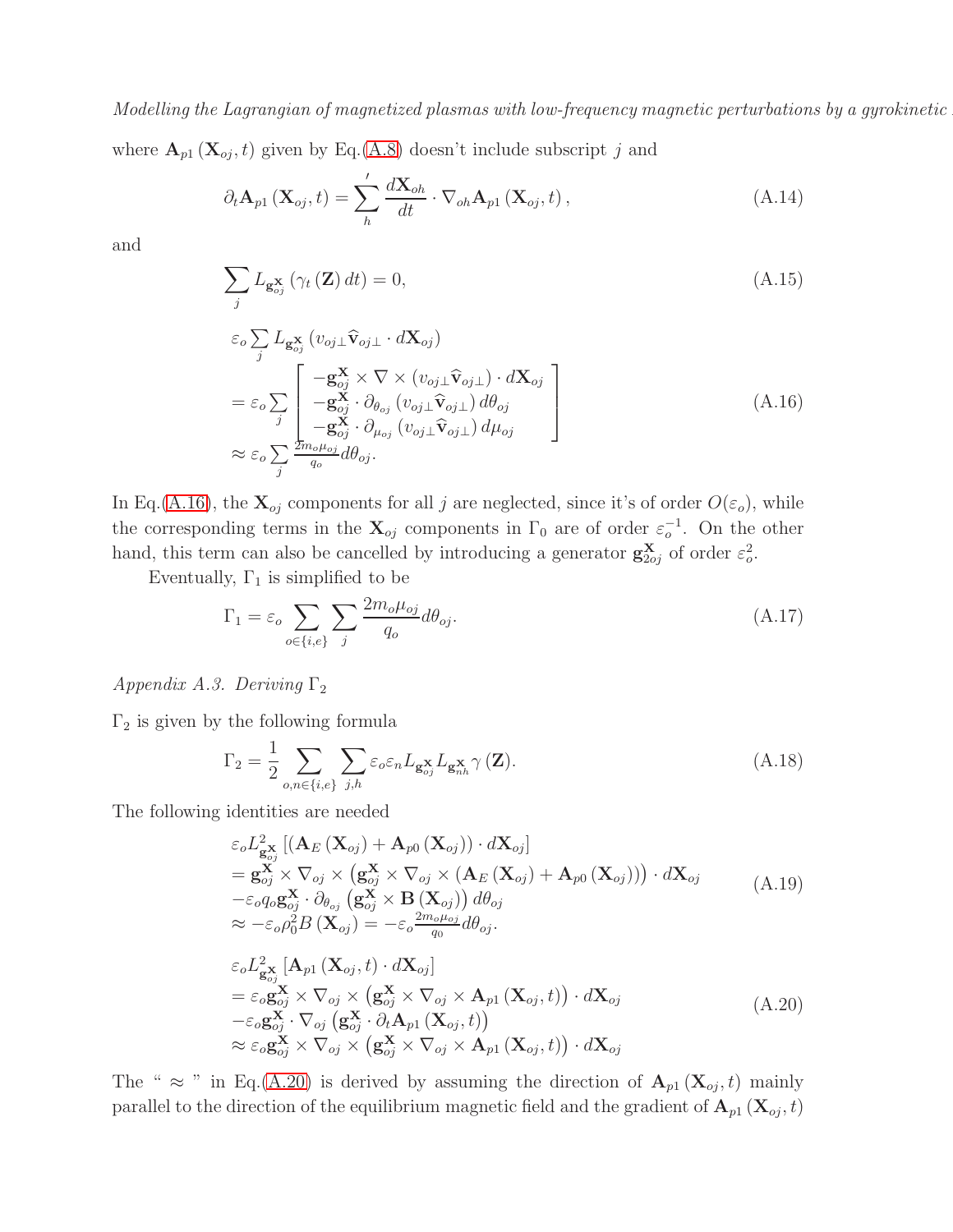where $\mathbf{A}_{p1}(\mathbf{X}_{oj},t)$ given by Eq.(A.8) doesn't include subscript $j$ and

$$\partial_t \mathbf{A}_{p1}(\mathbf{X}_{oj},t) = \sum_h{}' \frac{d\mathbf{X}_{oh}}{dt} \cdot \nabla_{oh} \mathbf{A}_{p1}(\mathbf{X}_{oj},t), \tag{A.14}$$

and

$$\sum_j L_{\mathbf{g}_{oj}^{\mathbf{X}}} (\gamma_t(\mathbf{Z}) dt) = 0, \tag{A.15}$$

$$\begin{aligned}
&\varepsilon_o \sum_j L_{\mathbf{g}_{oj}^{\mathbf{X}}} (v_{oj\perp} \widehat{\mathbf{v}}_{oj\perp} \cdot d\mathbf{X}_{oj}) \\
&= \varepsilon_o \sum_j \begin{bmatrix} -\mathbf{g}_{oj}^{\mathbf{X}} \times \nabla \times (v_{oj\perp} \widehat{\mathbf{v}}_{oj\perp}) \cdot d\mathbf{X}_{oj} \\ -\mathbf{g}_{oj}^{\mathbf{X}} \cdot \partial_{\theta_{oj}} (v_{oj\perp} \widehat{\mathbf{v}}_{oj\perp}) d\theta_{oj} \\ -\mathbf{g}_{oj}^{\mathbf{X}} \cdot \partial_{\mu_{oj}} (v_{oj\perp} \widehat{\mathbf{v}}_{oj\perp}) d\mu_{oj} \end{bmatrix} \\
&\approx \varepsilon_o \sum_j \tfrac{2m_o \mu_{oj}}{q_o} d\theta_{oj}.
\end{aligned} \tag{A.16}$$

In Eq.(A.16), the $\mathbf{X}_{oj}$ components for all $j$ are neglected, since it's of order $O(\varepsilon_o)$, while the corresponding terms in the $\mathbf{X}_{oj}$ components in $\Gamma_0$ are of order $\varepsilon_o^{-1}$. On the other hand, this term can also be cancelled by introducing a generator $\mathbf{g}_{2oj}^{\mathbf{X}}$ of order $\varepsilon_o^2$.

Eventually, $\Gamma_1$ is simplified to be

$$\Gamma_1 = \varepsilon_o \sum_{o\in\{i,e\}} \sum_j \frac{2m_o \mu_{oj}}{q_o} d\theta_{oj}. \tag{A.17}$$

*Appendix A.3. Deriving $\Gamma_2$*

$\Gamma_2$ is given by the following formula

$$\Gamma_2 = \frac{1}{2} \sum_{o,n\in\{i,e\}} \sum_{j,h} \varepsilon_o \varepsilon_n L_{\mathbf{g}_{oj}^{\mathbf{X}}} L_{\mathbf{g}_{nh}^{\mathbf{X}}} \gamma(\mathbf{Z}). \tag{A.18}$$

The following identities are needed

$$\begin{aligned}
&\varepsilon_o L^2_{\mathbf{g}_{oj}^{\mathbf{X}}} [(\mathbf{A}_E(\mathbf{X}_{oj}) + \mathbf{A}_{p0}(\mathbf{X}_{oj})) \cdot d\mathbf{X}_{oj}] \\
&= \mathbf{g}_{oj}^{\mathbf{X}} \times \nabla_{oj} \times \left(\mathbf{g}_{oj}^{\mathbf{X}} \times \nabla_{oj} \times (\mathbf{A}_E(\mathbf{X}_{oj}) + \mathbf{A}_{p0}(\mathbf{X}_{oj}))\right) \cdot d\mathbf{X}_{oj} \\
&-\varepsilon_o q_o \mathbf{g}_{oj}^{\mathbf{X}} \cdot \partial_{\theta_{oj}} \left(\mathbf{g}_{oj}^{\mathbf{X}} \times \mathbf{B}(\mathbf{X}_{oj})\right) d\theta_{oj} \\
&\approx -\varepsilon_o \rho_0^2 B(\mathbf{X}_{oj}) = -\varepsilon_o \tfrac{2m_o \mu_{oj}}{q_0} d\theta_{oj}.
\end{aligned} \tag{A.19}$$

$$\begin{aligned}
&\varepsilon_o L^2_{\mathbf{g}_{oj}^{\mathbf{X}}} [\mathbf{A}_{p1}(\mathbf{X}_{oj},t) \cdot d\mathbf{X}_{oj}] \\
&= \varepsilon_o \mathbf{g}_{oj}^{\mathbf{X}} \times \nabla_{oj} \times \left(\mathbf{g}_{oj}^{\mathbf{X}} \times \nabla_{oj} \times \mathbf{A}_{p1}(\mathbf{X}_{oj},t)\right) \cdot d\mathbf{X}_{oj} \\
&-\varepsilon_o \mathbf{g}_{oj}^{\mathbf{X}} \cdot \nabla_{oj} \left(\mathbf{g}_{oj}^{\mathbf{X}} \cdot \partial_t \mathbf{A}_{p1}(\mathbf{X}_{oj},t)\right) \\
&\approx \varepsilon_o \mathbf{g}_{oj}^{\mathbf{X}} \times \nabla_{oj} \times \left(\mathbf{g}_{oj}^{\mathbf{X}} \times \nabla_{oj} \times \mathbf{A}_{p1}(\mathbf{X}_{oj},t)\right) \cdot d\mathbf{X}_{oj}
\end{aligned} \tag{A.20}$$

The " $\approx$ " in Eq.(A.20) is derived by assuming the direction of $\mathbf{A}_{p1}(\mathbf{X}_{oj},t)$ mainly parallel to the direction of the equilibrium magnetic field and the gradient of $\mathbf{A}_{p1}(\mathbf{X}_{oj},t)$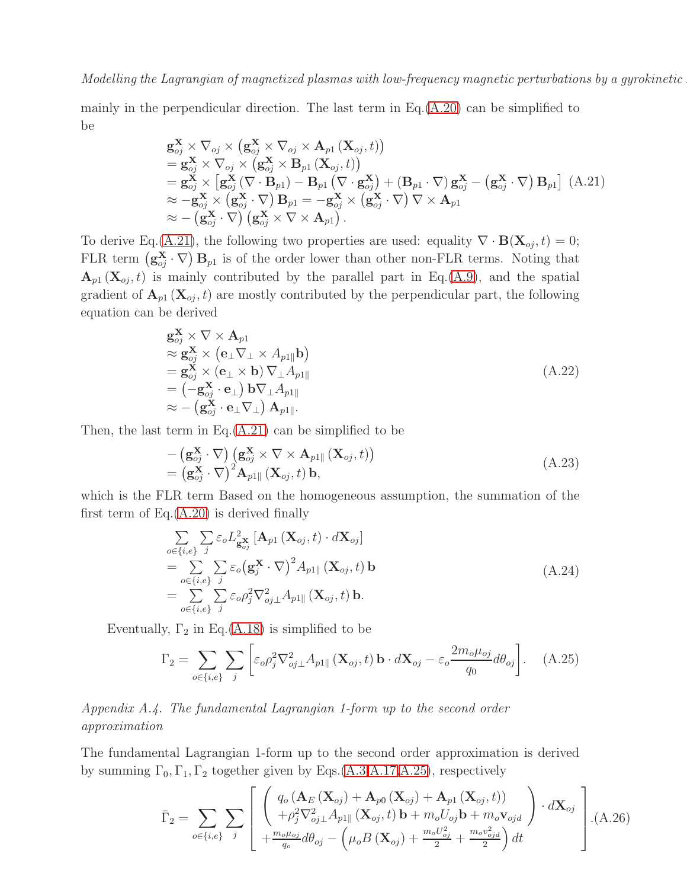mainly in the perpendicular direction. The last term in Eq.(A.20) can be simplified to be

$$
\begin{aligned}
&\mathbf{g}_{oj}^{\mathbf{X}} \times \nabla_{oj} \times \left(\mathbf{g}_{oj}^{\mathbf{X}} \times \nabla_{oj} \times \mathbf{A}_{p1}\left(\mathbf{X}_{oj}, t\right)\right) \\
&= \mathbf{g}_{oj}^{\mathbf{X}} \times \nabla_{oj} \times \left(\mathbf{g}_{oj}^{\mathbf{X}} \times \mathbf{B}_{p1}\left(\mathbf{X}_{oj}, t\right)\right) \\
&= \mathbf{g}_{oj}^{\mathbf{X}} \times \left[\mathbf{g}_{oj}^{\mathbf{X}}\left(\nabla \cdot \mathbf{B}_{p1}\right) - \mathbf{B}_{p1}\left(\nabla \cdot \mathbf{g}_{oj}^{\mathbf{X}}\right) + \left(\mathbf{B}_{p1} \cdot \nabla\right)\mathbf{g}_{oj}^{\mathbf{X}} - \left(\mathbf{g}_{oj}^{\mathbf{X}} \cdot \nabla\right)\mathbf{B}_{p1}\right] \\
&\approx -\mathbf{g}_{oj}^{\mathbf{X}} \times \left(\mathbf{g}_{oj}^{\mathbf{X}} \cdot \nabla\right)\mathbf{B}_{p1} = -\mathbf{g}_{oj}^{\mathbf{X}} \times \left(\mathbf{g}_{oj}^{\mathbf{X}} \cdot \nabla\right)\nabla \times \mathbf{A}_{p1} \\
&\approx -\left(\mathbf{g}_{oj}^{\mathbf{X}} \cdot \nabla\right)\left(\mathbf{g}_{oj}^{\mathbf{X}} \times \nabla \times \mathbf{A}_{p1}\right).
\end{aligned} \tag{A.21}
$$

To derive Eq.(A.21), the following two properties are used: equality $\nabla \cdot \mathbf{B}(\mathbf{X}_{oj}, t) = 0$; FLR term $\left(\mathbf{g}_{oj}^{\mathbf{X}} \cdot \nabla\right)\mathbf{B}_{p1}$ is of the order lower than other non-FLR terms. Noting that $\mathbf{A}_{p1}\left(\mathbf{X}_{oj}, t\right)$ is mainly contributed by the parallel part in Eq.(A.9), and the spatial gradient of $\mathbf{A}_{p1}\left(\mathbf{X}_{oj}, t\right)$ are mostly contributed by the perpendicular part, the following equation can be derived

$$
\begin{aligned}
&\mathbf{g}_{oj}^{\mathbf{X}} \times \nabla \times \mathbf{A}_{p1} \\
&\approx \mathbf{g}_{oj}^{\mathbf{X}} \times \left(\mathbf{e}_{\perp}\nabla_{\perp} \times A_{p1\|}\mathbf{b}\right) \\
&= \mathbf{g}_{oj}^{\mathbf{X}} \times \left(\mathbf{e}_{\perp} \times \mathbf{b}\right)\nabla_{\perp}A_{p1\|} \\
&= \left(-\mathbf{g}_{oj}^{\mathbf{X}} \cdot \mathbf{e}_{\perp}\right)\mathbf{b}\nabla_{\perp}A_{p1\|} \\
&\approx -\left(\mathbf{g}_{oj}^{\mathbf{X}} \cdot \mathbf{e}_{\perp}\nabla_{\perp}\right)\mathbf{A}_{p1\|}.
\end{aligned} \tag{A.22}
$$

Then, the last term in Eq.(A.21) can be simplified to be

$$
\begin{aligned}
&-\left(\mathbf{g}_{oj}^{\mathbf{X}} \cdot \nabla\right)\left(\mathbf{g}_{oj}^{\mathbf{X}} \times \nabla \times \mathbf{A}_{p1\|}\left(\mathbf{X}_{oj}, t\right)\right) \\
&= \left(\mathbf{g}_{oj}^{\mathbf{X}} \cdot \nabla\right)^2 \mathbf{A}_{p1\|}\left(\mathbf{X}_{oj}, t\right)\mathbf{b},
\end{aligned} \tag{A.23}
$$

which is the FLR term Based on the homogeneous assumption, the summation of the first term of Eq.(A.20) is derived finally

$$
\begin{aligned}
&\sum_{o \in \{i,e\}} \sum_j \varepsilon_o L^2_{\mathbf{g}_{oj}^{\mathbf{X}}}\left[\mathbf{A}_{p1}\left(\mathbf{X}_{oj}, t\right) \cdot d\mathbf{X}_{oj}\right] \\
&= \sum_{o \in \{i,e\}} \sum_j \varepsilon_o \left(\mathbf{g}_j^{\mathbf{X}} \cdot \nabla\right)^2 A_{p1\|}\left(\mathbf{X}_{oj}, t\right)\mathbf{b} \\
&= \sum_{o \in \{i,e\}} \sum_j \varepsilon_o \rho_j^2 \nabla_{oj\perp}^2 A_{p1\|}\left(\mathbf{X}_{oj}, t\right)\mathbf{b}.
\end{aligned} \tag{A.24}
$$

Eventually, $\Gamma_2$ in Eq.(A.18) is simplified to be

$$
\Gamma_2 = \sum_{o \in \{i,e\}} \sum_j \left[\varepsilon_o \rho_j^2 \nabla_{oj\perp}^2 A_{p1\|}\left(\mathbf{X}_{oj}, t\right)\mathbf{b} \cdot d\mathbf{X}_{oj} - \varepsilon_o \frac{2m_o\mu_{oj}}{q_0} d\theta_{oj}\right]. \tag{A.25}
$$

*Appendix A.4. The fundamental Lagrangian 1-form up to the second order approximation*

The fundamental Lagrangian 1-form up to the second order approximation is derived by summing $\Gamma_0, \Gamma_1, \Gamma_2$ together given by Eqs.(A.3,A.17,A.25), respectively

$$
\bar{\Gamma}_2 = \sum_{o \in \{i,e\}} \sum_j \left[\begin{array}{c} \left(\begin{array}{c} q_o\left(\mathbf{A}_E\left(\mathbf{X}_{oj}\right) + \mathbf{A}_{p0}\left(\mathbf{X}_{oj}\right) + \mathbf{A}_{p1}\left(\mathbf{X}_{oj}, t\right)\right) \\ +\rho_j^2 \nabla_{oj\perp}^2 A_{p1\|}\left(\mathbf{X}_{oj}, t\right)\mathbf{b} + m_o U_{oj}\mathbf{b} + m_o \mathbf{v}_{ojd} \end{array}\right) \cdot d\mathbf{X}_{oj} \\ +\frac{m_o\mu_{oj}}{q_o} d\theta_{oj} - \left(\mu_o B\left(\mathbf{X}_{oj}\right) + \frac{m_o U_{oj}^2}{2} + \frac{m_o v_{ojd}^2}{2}\right) dt \end{array}\right]. \tag{A.26}
$$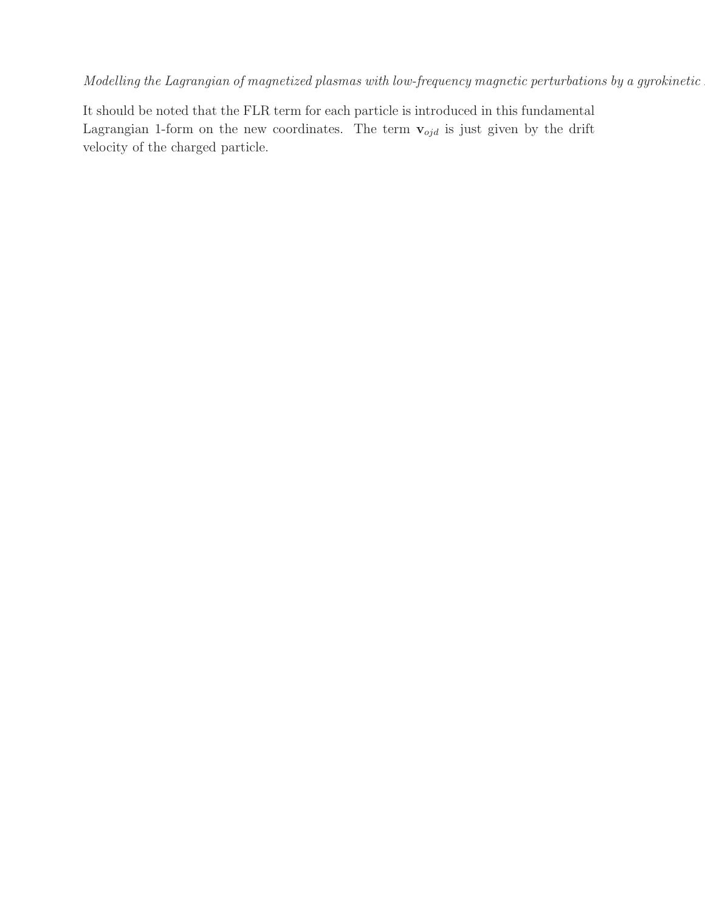It should be noted that the FLR term for each particle is introduced in this fundamental Lagrangian 1-form on the new coordinates. The term $\mathbf{v}_{ojd}$ is just given by the drift velocity of the charged particle.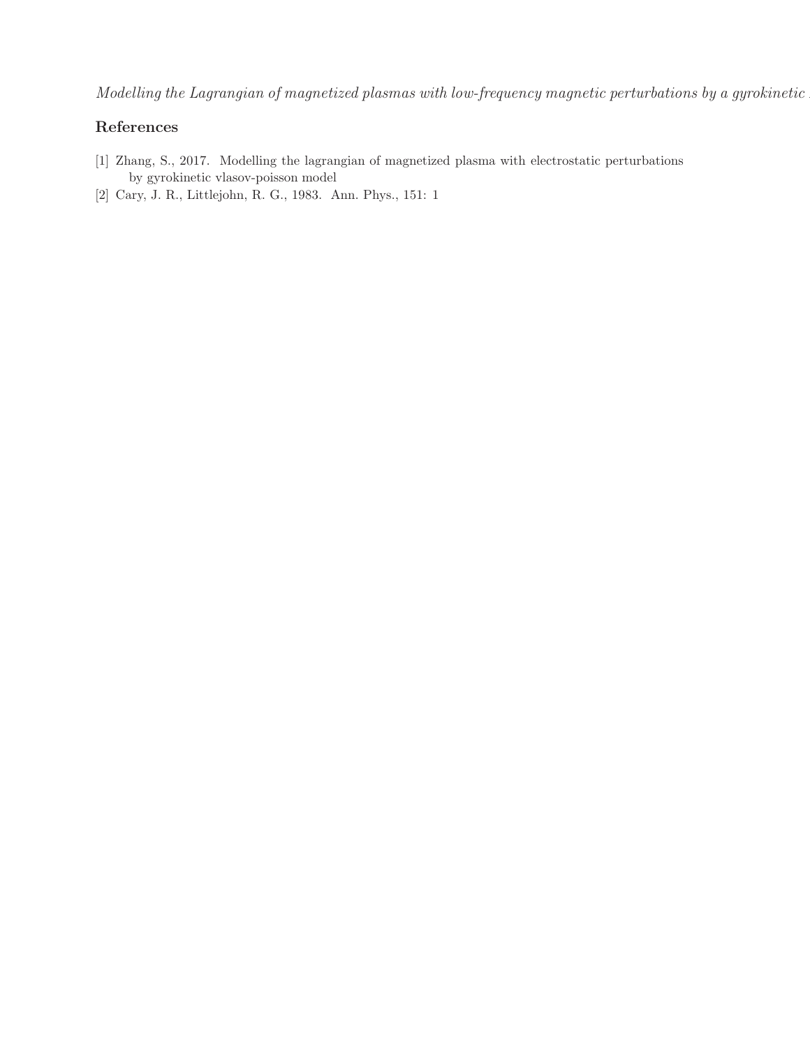## References

[1] Zhang, S., 2017. Modelling the lagrangian of magnetized plasma with electrostatic perturbations by gyrokinetic vlasov-poisson model

[2] Cary, J. R., Littlejohn, R. G., 1983. Ann. Phys., 151: 1